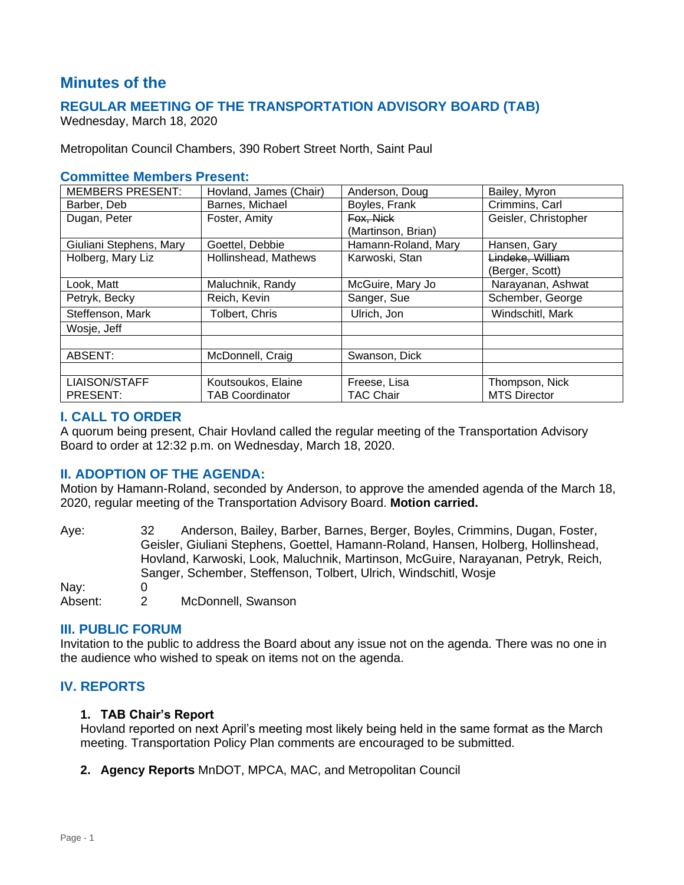# Minutes of the

## REGULAR MEETING OF THE TRANSPORTATION ADVISORY BOARD (TAB)

Wednesday, March 18, 2020

Metropolitan Council Chambers, 390 Robert Street North, Saint Paul

### Committee Members Present:

| MEMBERS PRESENT: | Hovland, James (Chair) | Anderson, Doug | Bailey, Myron |
|---|---|---|---|
| Barber, Deb | Barnes, Michael | Boyles, Frank | Crimmins, Carl |
| Dugan, Peter | Foster, Amity | ~~Fox, Nick~~ (Martinson, Brian) | Geisler, Christopher |
| Giuliani Stephens, Mary | Goettel, Debbie | Hamann-Roland, Mary | Hansen, Gary |
| Holberg, Mary Liz | Hollinshead, Mathews | Karwoski, Stan | ~~Lindeke, William~~ (Berger, Scott) |
| Look, Matt | Maluchnik, Randy | McGuire, Mary Jo | Narayanan, Ashwat |
| Petryk, Becky | Reich, Kevin | Sanger, Sue | Schember, George |
| Steffenson, Mark | Tolbert, Chris | Ulrich, Jon | Windschitl, Mark |
| Wosje, Jeff | | | |
| | | | |
| ABSENT: | McDonnell, Craig | Swanson, Dick | |
| | | | |
| LIAISON/STAFF PRESENT: | Koutsoukos, Elaine TAB Coordinator | Freese, Lisa TAC Chair | Thompson, Nick MTS Director |

### I. CALL TO ORDER

A quorum being present, Chair Hovland called the regular meeting of the Transportation Advisory Board to order at 12:32 p.m. on Wednesday, March 18, 2020.

### II. ADOPTION OF THE AGENDA:

Motion by Hamann-Roland, seconded by Anderson, to approve the amended agenda of the March 18, 2020, regular meeting of the Transportation Advisory Board. **Motion carried.**

Aye: 32 Anderson, Bailey, Barber, Barnes, Berger, Boyles, Crimmins, Dugan, Foster, Geisler, Giuliani Stephens, Goettel, Hamann-Roland, Hansen, Holberg, Hollinshead, Hovland, Karwoski, Look, Maluchnik, Martinson, McGuire, Narayanan, Petryk, Reich, Sanger, Schember, Steffenson, Tolbert, Ulrich, Windschitl, Wosje

Nay: 0

Absent: 2 McDonnell, Swanson

### III. PUBLIC FORUM

Invitation to the public to address the Board about any issue not on the agenda. There was no one in the audience who wished to speak on items not on the agenda.

### IV. REPORTS

1. **TAB Chair's Report**

   Hovland reported on next April's meeting most likely being held in the same format as the March meeting. Transportation Policy Plan comments are encouraged to be submitted.

2. **Agency Reports** MnDOT, MPCA, MAC, and Metropolitan Council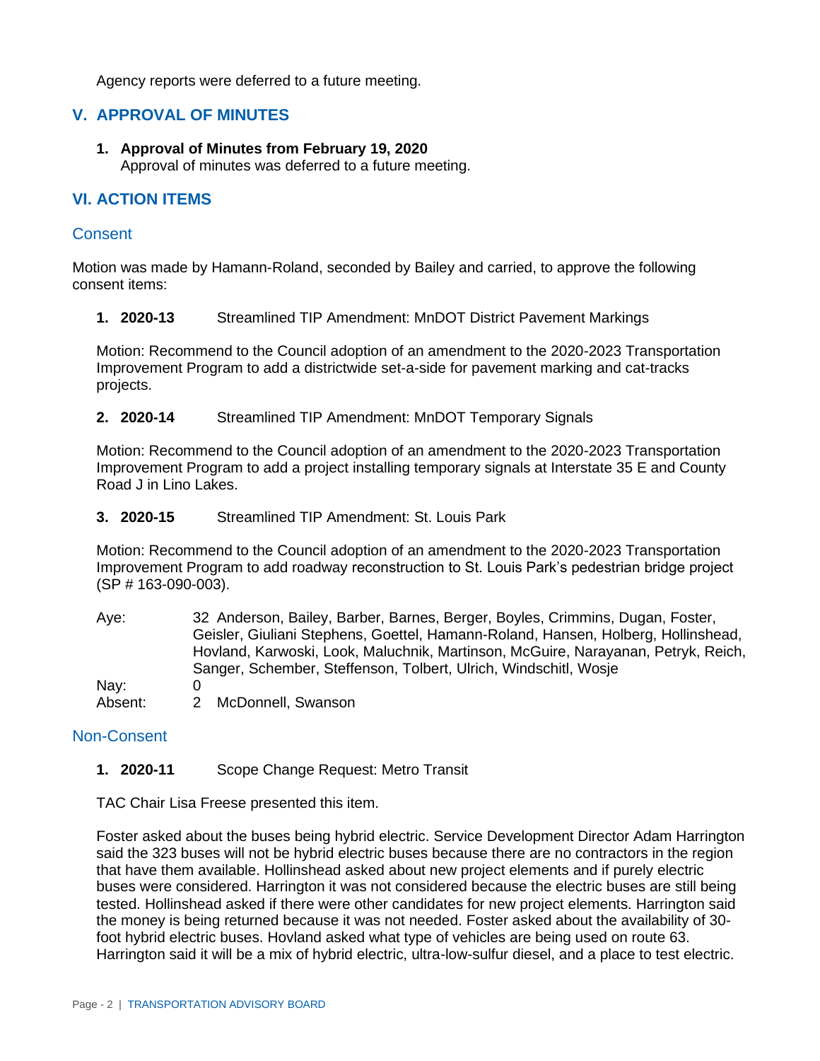Agency reports were deferred to a future meeting.

## V. APPROVAL OF MINUTES

1. **Approval of Minutes from February 19, 2020**
   Approval of minutes was deferred to a future meeting.

## VI. ACTION ITEMS

### Consent

Motion was made by Hamann-Roland, seconded by Bailey and carried, to approve the following consent items:

1. **2020-13** Streamlined TIP Amendment: MnDOT District Pavement Markings

   Motion: Recommend to the Council adoption of an amendment to the 2020-2023 Transportation Improvement Program to add a districtwide set-a-side for pavement marking and cat-tracks projects.

2. **2020-14** Streamlined TIP Amendment: MnDOT Temporary Signals

   Motion: Recommend to the Council adoption of an amendment to the 2020-2023 Transportation Improvement Program to add a project installing temporary signals at Interstate 35 E and County Road J in Lino Lakes.

3. **2020-15** Streamlined TIP Amendment: St. Louis Park

   Motion: Recommend to the Council adoption of an amendment to the 2020-2023 Transportation Improvement Program to add roadway reconstruction to St. Louis Park's pedestrian bridge project (SP # 163-090-003).

| | |
|---|---|
| Aye: | 32 Anderson, Bailey, Barber, Barnes, Berger, Boyles, Crimmins, Dugan, Foster, Geisler, Giuliani Stephens, Goettel, Hamann-Roland, Hansen, Holberg, Hollinshead, Hovland, Karwoski, Look, Maluchnik, Martinson, McGuire, Narayanan, Petryk, Reich, Sanger, Schember, Steffenson, Tolbert, Ulrich, Windschitl, Wosje |
| Nay: | 0 |
| Absent: | 2 McDonnell, Swanson |

### Non-Consent

1. **2020-11** Scope Change Request: Metro Transit

   TAC Chair Lisa Freese presented this item.

   Foster asked about the buses being hybrid electric. Service Development Director Adam Harrington said the 323 buses will not be hybrid electric buses because there are no contractors in the region that have them available. Hollinshead asked about new project elements and if purely electric buses were considered. Harrington it was not considered because the electric buses are still being tested. Hollinshead asked if there were other candidates for new project elements. Harrington said the money is being returned because it was not needed. Foster asked about the availability of 30-foot hybrid electric buses. Hovland asked what type of vehicles are being used on route 63. Harrington said it will be a mix of hybrid electric, ultra-low-sulfur diesel, and a place to test electric.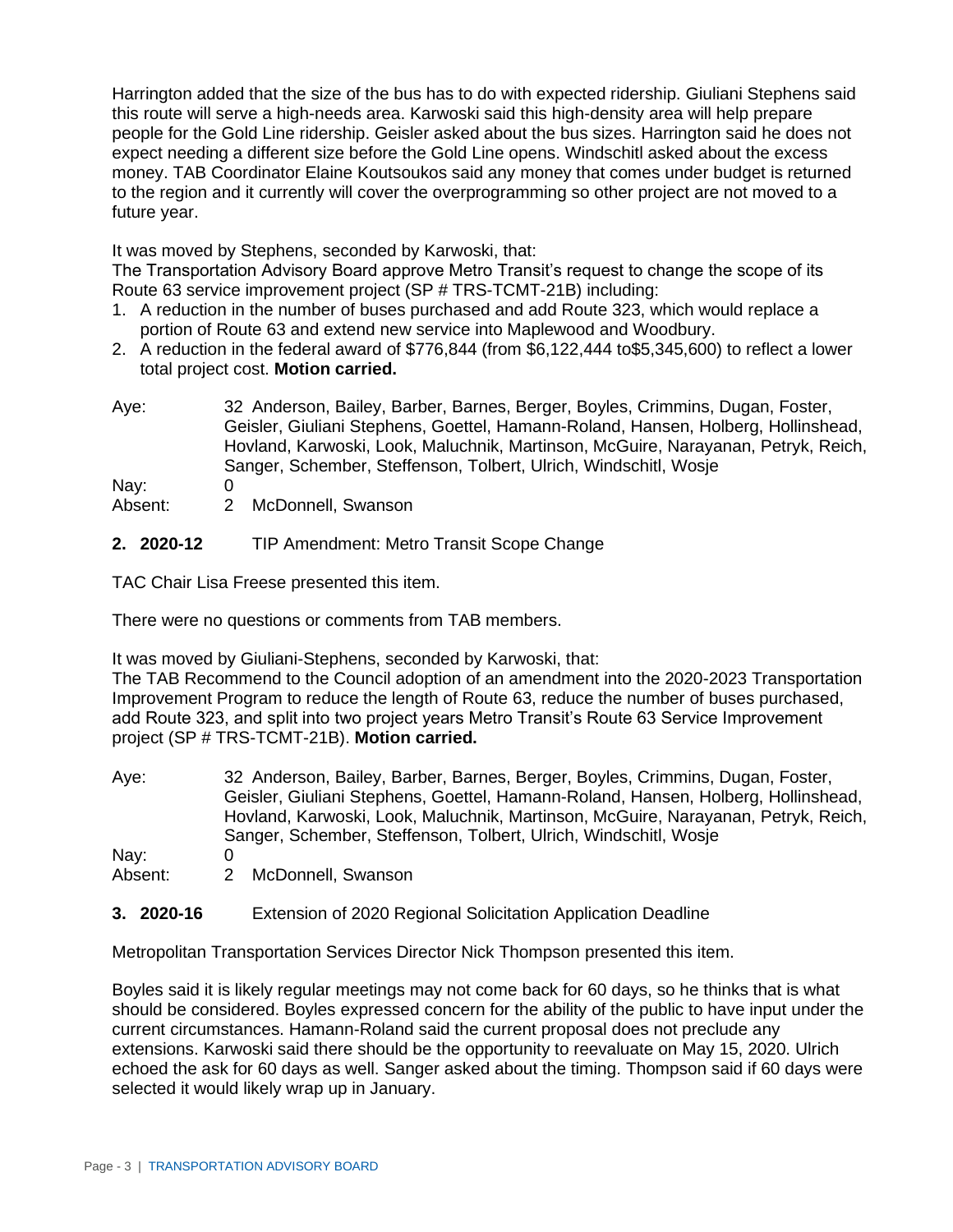Harrington added that the size of the bus has to do with expected ridership. Giuliani Stephens said this route will serve a high-needs area. Karwoski said this high-density area will help prepare people for the Gold Line ridership. Geisler asked about the bus sizes. Harrington said he does not expect needing a different size before the Gold Line opens. Windschitl asked about the excess money. TAB Coordinator Elaine Koutsoukos said any money that comes under budget is returned to the region and it currently will cover the overprogramming so other project are not moved to a future year.

It was moved by Stephens, seconded by Karwoski, that:
The Transportation Advisory Board approve Metro Transit's request to change the scope of its Route 63 service improvement project (SP # TRS-TCMT-21B) including:

1. A reduction in the number of buses purchased and add Route 323, which would replace a portion of Route 63 and extend new service into Maplewood and Woodbury.
2. A reduction in the federal award of $776,844 (from $6,122,444 to$5,345,600) to reflect a lower total project cost. **Motion carried.**

Aye: 32 Anderson, Bailey, Barber, Barnes, Berger, Boyles, Crimmins, Dugan, Foster, Geisler, Giuliani Stephens, Goettel, Hamann-Roland, Hansen, Holberg, Hollinshead, Hovland, Karwoski, Look, Maluchnik, Martinson, McGuire, Narayanan, Petryk, Reich, Sanger, Schember, Steffenson, Tolbert, Ulrich, Windschitl, Wosje
Nay: 0
Absent: 2 McDonnell, Swanson

**2. 2020-12** TIP Amendment: Metro Transit Scope Change

TAC Chair Lisa Freese presented this item.

There were no questions or comments from TAB members.

It was moved by Giuliani-Stephens, seconded by Karwoski, that:
The TAB Recommend to the Council adoption of an amendment into the 2020-2023 Transportation Improvement Program to reduce the length of Route 63, reduce the number of buses purchased, add Route 323, and split into two project years Metro Transit's Route 63 Service Improvement project (SP # TRS-TCMT-21B). **Motion carried.**

Aye: 32 Anderson, Bailey, Barber, Barnes, Berger, Boyles, Crimmins, Dugan, Foster, Geisler, Giuliani Stephens, Goettel, Hamann-Roland, Hansen, Holberg, Hollinshead, Hovland, Karwoski, Look, Maluchnik, Martinson, McGuire, Narayanan, Petryk, Reich, Sanger, Schember, Steffenson, Tolbert, Ulrich, Windschitl, Wosje
Nay: 0
Absent: 2 McDonnell, Swanson

**3. 2020-16** Extension of 2020 Regional Solicitation Application Deadline

Metropolitan Transportation Services Director Nick Thompson presented this item.

Boyles said it is likely regular meetings may not come back for 60 days, so he thinks that is what should be considered. Boyles expressed concern for the ability of the public to have input under the current circumstances. Hamann-Roland said the current proposal does not preclude any extensions. Karwoski said there should be the opportunity to reevaluate on May 15, 2020. Ulrich echoed the ask for 60 days as well. Sanger asked about the timing. Thompson said if 60 days were selected it would likely wrap up in January.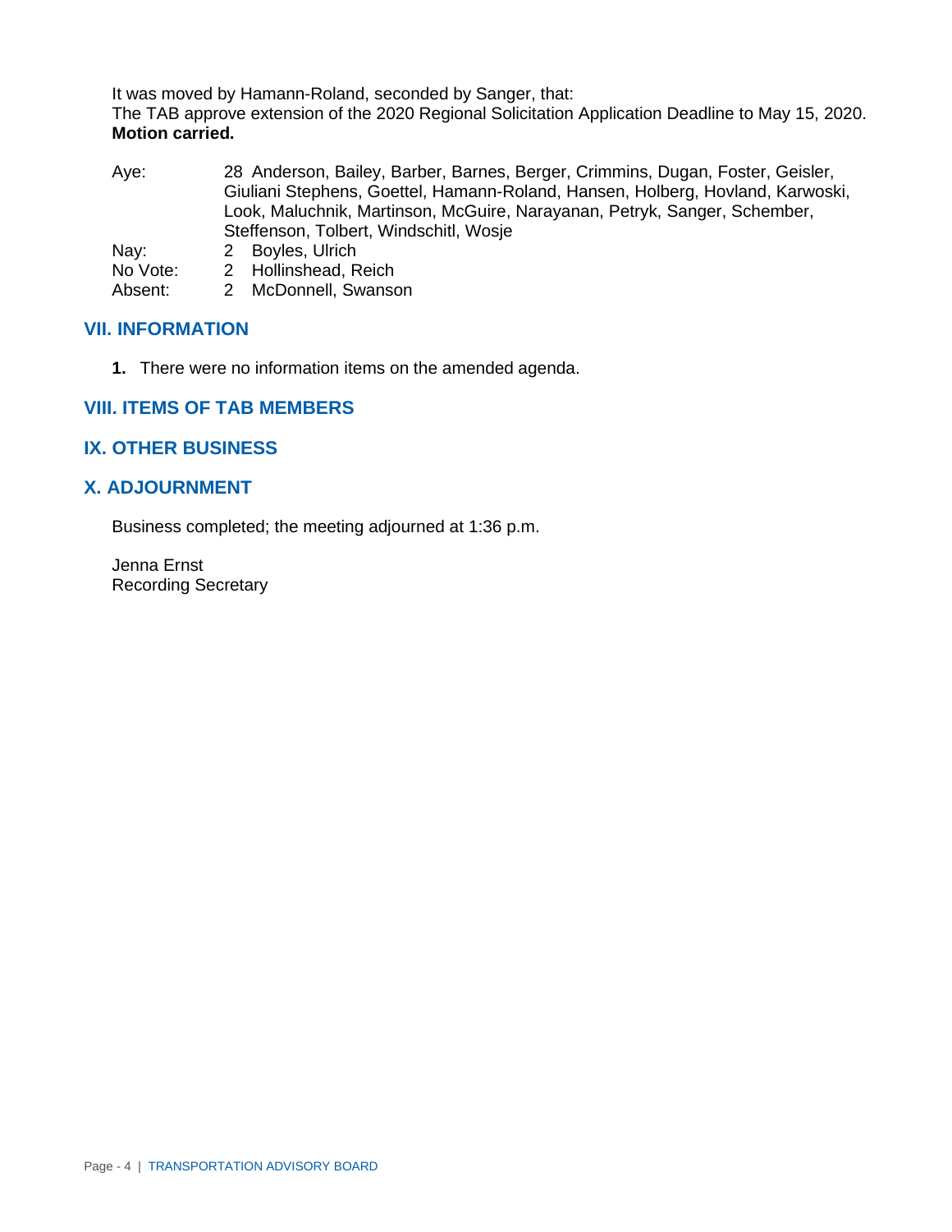It was moved by Hamann-Roland, seconded by Sanger, that:
The TAB approve extension of the 2020 Regional Solicitation Application Deadline to May 15, 2020.
**Motion carried.**

| | | |
|---|---|---|
| Aye: | 28 | Anderson, Bailey, Barber, Barnes, Berger, Crimmins, Dugan, Foster, Geisler, Giuliani Stephens, Goettel, Hamann-Roland, Hansen, Holberg, Hovland, Karwoski, Look, Maluchnik, Martinson, McGuire, Narayanan, Petryk, Sanger, Schember, Steffenson, Tolbert, Windschitl, Wosje |
| Nay: | 2 | Boyles, Ulrich |
| No Vote: | 2 | Hollinshead, Reich |
| Absent: | 2 | McDonnell, Swanson |

## VII. INFORMATION

1. There were no information items on the amended agenda.

## VIII. ITEMS OF TAB MEMBERS

## IX. OTHER BUSINESS

## X. ADJOURNMENT

Business completed; the meeting adjourned at 1:36 p.m.

Jenna Ernst
Recording Secretary